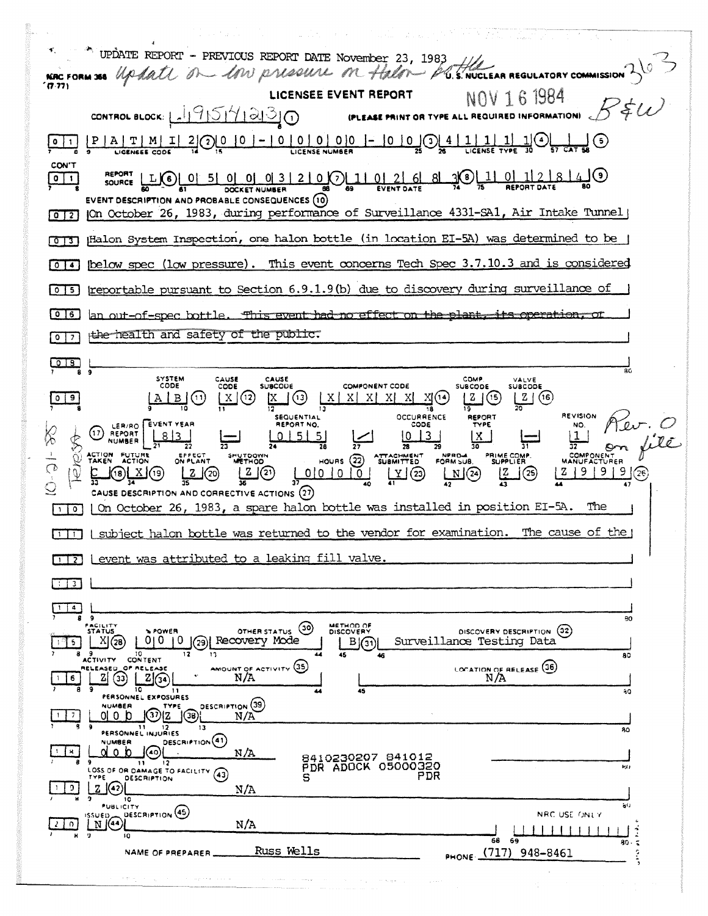UPDATE REPORT - PREVIOUS REPORT DATE November 23, 1983

NRC FORM 366 (7-77)

Update on low pressure on Halon bottle

U.S. NUCLEAR REGULATORY COMMISSION

363

# LICENSEE EVENT REPORT

NOV 16 1984

B&W

CONTROL BLOCK: 1 9 5 4 2 3 (1) (PLEASE PRINT OR TYPE ALL REQUIRED INFORMATION)

| 0 | 1 | P A T M I 2 (2) 0 0 - 0 0 0 0 0 0 - 0 0 (3) 4 1 1 1 1 (4) (5)

LICENSEE CODE | LICENSE NUMBER | LICENSE TYPE | CAT

CON'T 0 1 REPORT SOURCE L (6) 0 5 0 0 0 3 2 0 (7) 1 0 2 6 8 3 (8) 1 0 1 2 8 4 (9)

DOCKET NUMBER | EVENT DATE | REPORT DATE

EVENT DESCRIPTION AND PROBABLE CONSEQUENCES (10)

0 2 On October 26, 1983, during performance of Surveillance 4331-SA1, Air Intake Tunnel
0 3 Halon System Inspection, one halon bottle (in location EI-5A) was determined to be
0 4 below spec (low pressure). This event concerns Tech Spec 3.7.10.3 and is considered
0 5 reportable pursuant to Section 6.9.1.9(b) due to discovery during surveillance of
0 6 an out-of-spec bottle. ~~This event had no effect on the plant, its operation, or~~
0 7 ~~the health and safety of the public.~~
0 8

| SYSTEM CODE | CAUSE CODE | CAUSE SUBCODE | COMPONENT CODE | COMP SUBCODE | VALVE SUBCODE |
|---|---|---|---|---|---|
| A B (11) | X (12) | X (13) | X X X X X X (14) | Z (15) | Z (16) |

| (17) LER/RO REPORT NUMBER | EVENT YEAR | | SEQUENTIAL REPORT NO. | | OCCURRENCE CODE | REPORT TYPE | | REVISION NO. |
|---|---|---|---|---|---|---|---|---|
| | 8 3 | — | 0 5 5 | / | 0 3 | X | — | 1 |

Rev. 0 on file

10-18-88 Teresa

| ACTION TAKEN | FUTURE ACTION | EFFECT ON PLANT | SHUTDOWN METHOD | HOURS (22) | ATTACHMENT SUBMITTED | NPRD-4 FORM SUB. | PRIME COMP. SUPPLIER | COMPONENT MANUFACTURER |
|---|---|---|---|---|---|---|---|---|
| C (18) | X (19) | Z (20) | Z (21) | 0 0 0 0 0 | Y (23) | N (24) | Z (25) | Z 9 9 9 (26) |

CAUSE DESCRIPTION AND CORRECTIVE ACTIONS (27)

1 0 On October 26, 1983, a spare halon bottle was installed in position EI-5A. The
1 1 subject halon bottle was returned to the vendor for examination. The cause of the
1 2 event was attributed to a leaking fill valve.
1 3
1 4

| FACILITY STATUS | % POWER | OTHER STATUS (30) | METHOD OF DISCOVERY | DISCOVERY DESCRIPTION (32) |
|---|---|---|---|---|
| X (28) | 0 0 0 (29) | Recovery Mode | B (31) | Surveillance Testing Data |

| ACTIVITY RELEASED | CONTENT OF RELEASE | AMOUNT OF ACTIVITY (35) | LOCATION OF RELEASE (36) |
|---|---|---|---|
| Z (33) | Z (34) | N/A | N/A |

PERSONNEL EXPOSURES

| NUMBER | TYPE | DESCRIPTION (39) |
|---|---|---|
| 0 0 0 (37) | Z (38) | N/A |

PERSONNEL INJURIES

| NUMBER | DESCRIPTION (41) |
|---|---|
| 0 0 0 (40) | N/A |

8410230207 841012
PDR ADOCK 05000320
S PDR

LOSS OF OR DAMAGE TO FACILITY (43)

| TYPE | DESCRIPTION |
|---|---|
| Z (42) | N/A |

PUBLICITY

| ISSUED | DESCRIPTION (45) |
|---|---|
| N (44) | N/A |

NRC USE ONLY

NAME OF PREPARER Russ Wells PHONE (717) 948-8461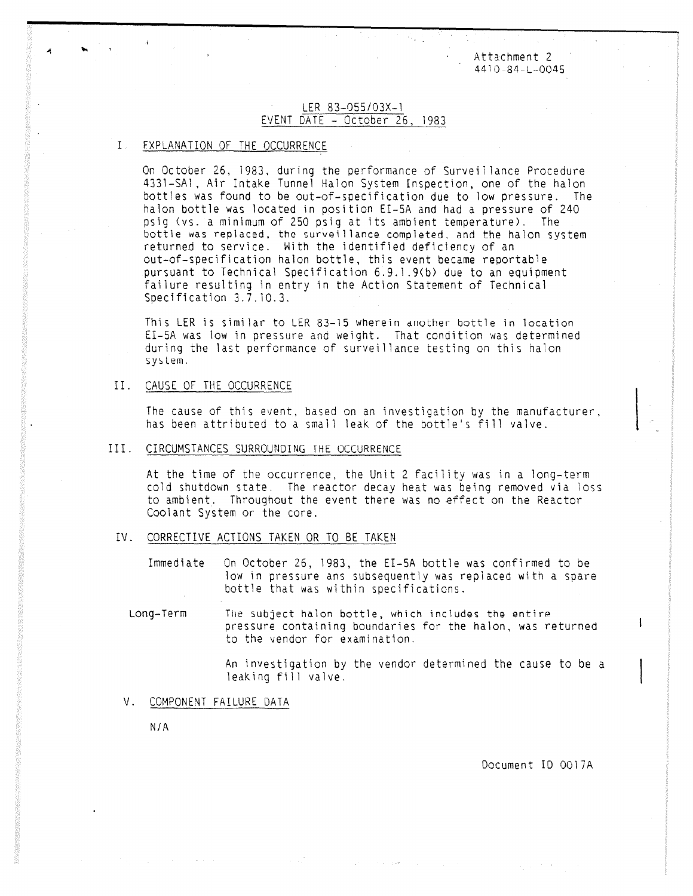Attachment 2
4410-84-L-0045

LER 83-055/03X-1
EVENT DATE - October 26, 1983

## I. EXPLANATION OF THE OCCURRENCE

On October 26, 1983, during the performance of Surveillance Procedure 4331-SA1, Air Intake Tunnel Halon System Inspection, one of the halon bottles was found to be out-of-specification due to low pressure. The halon bottle was located in position EI-5A and had a pressure of 240 psig (vs. a minimum of 250 psig at its ambient temperature). The bottle was replaced, the surveillance completed, and the halon system returned to service. With the identified deficiency of an out-of-specification halon bottle, this event became reportable pursuant to Technical Specification 6.9.1.9(b) due to an equipment failure resulting in entry in the Action Statement of Technical Specification 3.7.10.3.

This LER is similar to LER 83-15 wherein another bottle in location EI-5A was low in pressure and weight. That condition was determined during the last performance of surveillance testing on this halon system.

## II. CAUSE OF THE OCCURRENCE

The cause of this event, based on an investigation by the manufacturer, has been attributed to a small leak of the bottle's fill valve.

## III. CIRCUMSTANCES SURROUNDING THE OCCURRENCE

At the time of the occurrence, the Unit 2 facility was in a long-term cold shutdown state. The reactor decay heat was being removed via loss to ambient. Throughout the event there was no effect on the Reactor Coolant System or the core.

## IV. CORRECTIVE ACTIONS TAKEN OR TO BE TAKEN

Immediate: On October 26, 1983, the EI-5A bottle was confirmed to be low in pressure ans subsequently was replaced with a spare bottle that was within specifications.

Long-Term: The subject halon bottle, which includes the entire pressure containing boundaries for the halon, was returned to the vendor for examination.

An investigation by the vendor determined the cause to be a leaking fill valve.

## V. COMPONENT FAILURE DATA

N/A

Document ID 0017A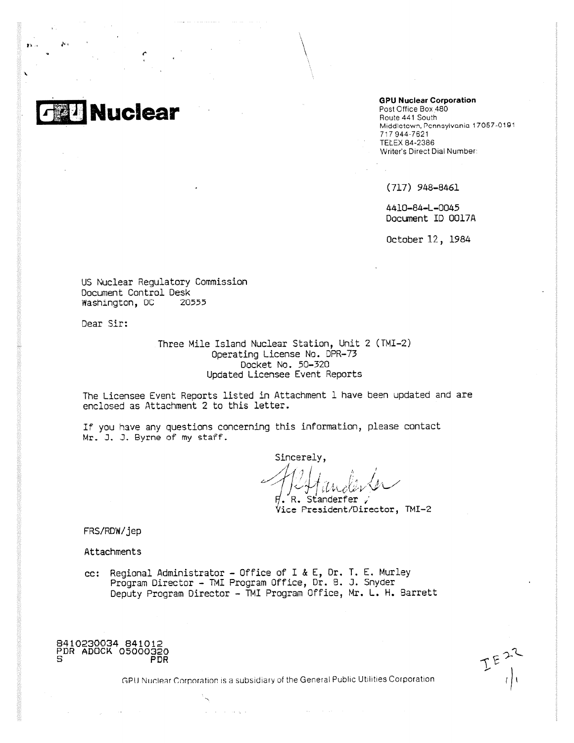# GPU Nuclear

**GPU Nuclear Corporation**
Post Office Box 480
Route 441 South
Middletown, Pennsylvania 17057-0191
717 944-7621
TELEX 84-2386
Writer's Direct Dial Number:

(717) 948-8461

4410-84-L-0045
Document ID 0017A

October 12, 1984

US Nuclear Regulatory Commission
Document Control Desk
Washington, DC 20555

Dear Sir:

Three Mile Island Nuclear Station, Unit 2 (TMI-2)
Operating License No. DPR-73
Docket No. 50-320
Updated Licensee Event Reports

The Licensee Event Reports listed in Attachment 1 have been updated and are enclosed as Attachment 2 to this letter.

If you have any questions concerning this information, please contact Mr. J. J. Byrne of my staff.

Sincerely,

F. R. Standerfer
Vice President/Director, TMI-2

FRS/RDW/jep

Attachments

cc: Regional Administrator - Office of I & E, Dr. T. E. Murley
Program Director - TMI Program Office, Dr. B. J. Snyder
Deputy Program Director - TMI Program Office, Mr. L. H. Barrett

8410230034 841012
PDR ADOCK 05000320
S PDR

IE22

GPU Nuclear Corporation is a subsidiary of the General Public Utilities Corporation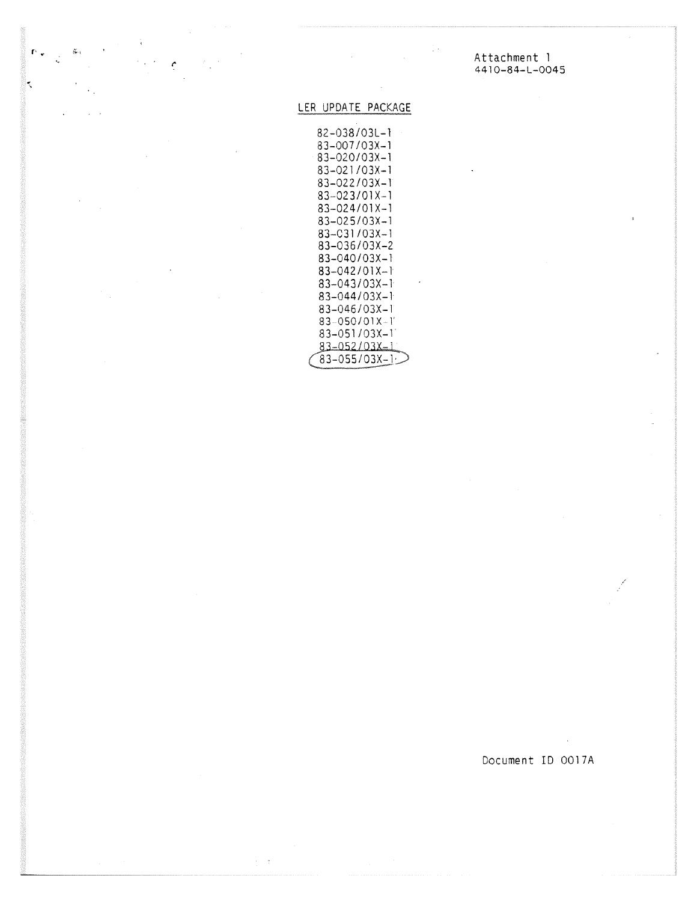Attachment 1
4410-84-L-0045

## LER UPDATE PACKAGE

82-038/03L-1
83-007/03X-1
83-020/03X-1
83-021/03X-1
83-022/03X-1
83-023/01X-1
83-024/01X-1
83-025/03X-1
83-031/03X-1
83-036/03X-2
83-040/03X-1
83-042/01X-1
83-043/03X-1
83-044/03X-1
83-046/03X-1
83-050/01X-1
83-051/03X-1
83-052/03X-1
83-055/03X-1

Document ID 0017A